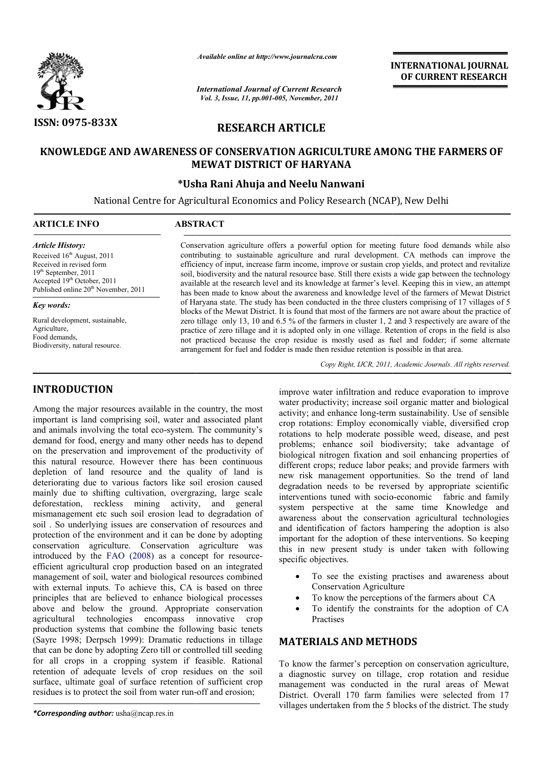**RESEARCH ARTICLE**

# KNOWLEDGE AND AWARENESS OF CONSERVATION AGRICULTURE AMONG THE FARMERS OF MEWAT DISTRICT OF HARYANA

**\*Usha Rani Ahuja and Neelu Nanwani**

National Centre for Agricultural Economics and Policy Research (NCAP), New Delhi

**ARTICLE INFO**

*Article History:*
Received 16th August, 2011
Received in revised form 19th September, 2011
Accepted 19th October, 2011
Published online 20th November, 2011

*Key words:*
Rural development, sustainable, Agriculture, Food demands, Biodiversity, natural resource.

**ABSTRACT**

Conservation agriculture offers a powerful option for meeting future food demands while also contributing to sustainable agriculture and rural development. CA methods can improve the efficiency of input, increase farm income, improve or sustain crop yields, and protect and revitalize soil, biodiversity and the natural resource base. Still there exists a wide gap between the technology available at the research level and its knowledge at farmer's level. Keeping this in view, an attempt has been made to know about the awareness and knowledge level of the farmers of Mewat District of Haryana state. The study has been conducted in the three clusters comprising of 17 villages of 5 blocks of the Mewat District. It is found that most of the farmers are not aware about the practice of zero tillage only 13, 10 and 6.5 % of the farmers in cluster 1, 2 and 3 respectively are aware of the practice of zero tillage and it is adopted only in one village. Retention of crops in the field is also not practiced because the crop residue is mostly used as fuel and fodder; if some alternate arrangement for fuel and fodder is made then residue retention is possible in that area.

*Copy Right, IJCR, 2011, Academic Journals. All rights reserved.*

## INTRODUCTION

Among the major resources available in the country, the most important is land comprising soil, water and associated plant and animals involving the total eco-system. The community's demand for food, energy and many other needs has to depend on the preservation and improvement of the productivity of this natural resource. However there has been continuous depletion of land resource and the quality of land is deteriorating due to various factors like soil erosion caused mainly due to shifting cultivation, overgrazing, large scale deforestation, reckless mining activity, and general mismanagement etc such soil erosion lead to degradation of soil . So underlying issues are conservation of resources and protection of the environment and it can be done by adopting conservation agriculture. Conservation agriculture was introduced by the FAO (2008) as a concept for resource-efficient agricultural crop production based on an integrated management of soil, water and biological resources combined with external inputs. To achieve this, CA is based on three principles that are believed to enhance biological processes above and below the ground. Appropriate conservation agricultural technologies encompass innovative crop production systems that combine the following basic tenets (Sayre 1998; Derpsch 1999): Dramatic reductions in tillage that can be done by adopting Zero till or controlled till seeding for all crops in a cropping system if feasible. Rational retention of adequate levels of crop residues on the soil surface, ultimate goal of surface retention of sufficient crop residues is to protect the soil from water run-off and erosion; improve water infiltration and reduce evaporation to improve water productivity; increase soil organic matter and biological activity; and enhance long-term sustainability. Use of sensible crop rotations: Employ economically viable, diversified crop rotations to help moderate possible weed, disease, and pest problems; enhance soil biodiversity; take advantage of biological nitrogen fixation and soil enhancing properties of different crops; reduce labor peaks; and provide farmers with new risk management opportunities. So the trend of land degradation needs to be reversed by appropriate scientific interventions tuned with socio-economic fabric and family system perspective at the same time Knowledge and awareness about the conservation agricultural technologies and identification of factors hampering the adoption is also important for the adoption of these interventions. So keeping this in new present study is under taken with following specific objectives.

- To see the existing practises and awareness about Conservation Agriculture
- To know the perceptions of the farmers about CA
- To identify the constraints for the adoption of CA Practises

## MATERIALS AND METHODS

To know the farmer's perception on conservation agriculture, a diagnostic survey on tillage, crop rotation and residue management was conducted in the rural areas of Mewat District. Overall 170 farm families were selected from 17 villages undertaken from the 5 blocks of the district. The study

*\*Corresponding author:* usha@ncap.res.in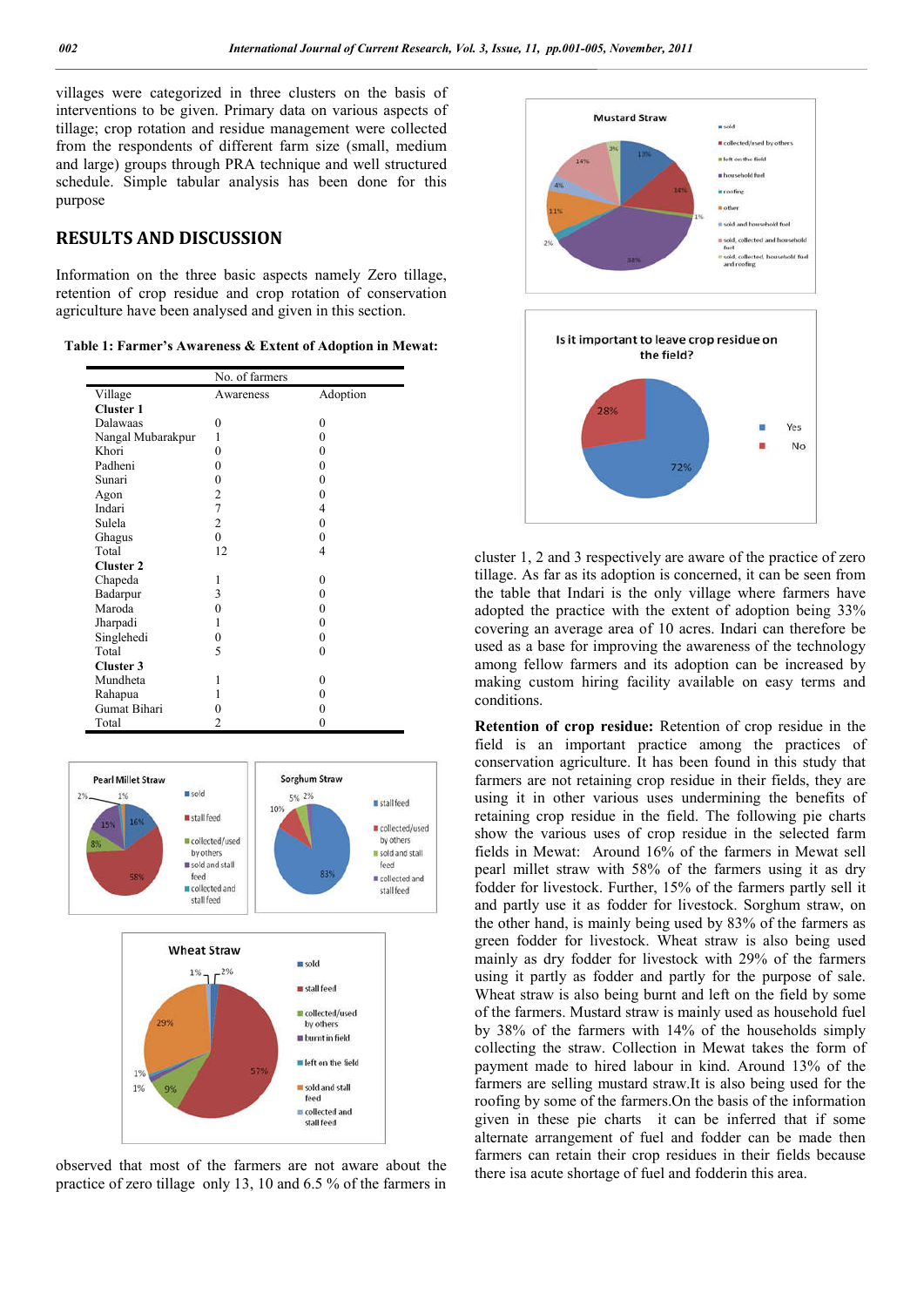villages were categorized in three clusters on the basis of interventions to be given. Primary data on various aspects of tillage; crop rotation and residue management were collected from the respondents of different farm size (small, medium and large) groups through PRA technique and well structured schedule. Simple tabular analysis has been done for this purpose

## RESULTS AND DISCUSSION

Information on the three basic aspects namely Zero tillage, retention of crop residue and crop rotation of conservation agriculture have been analysed and given in this section.

**Table 1: Farmer's Awareness & Extent of Adoption in Mewat:**

| | No. of farmers | |
|---|---|---|
| Village | Awareness | Adoption |
| **Cluster 1** | | |
| Dalawaas | 0 | 0 |
| Nangal Mubarakpur | 1 | 0 |
| Khori | 0 | 0 |
| Padheni | 0 | 0 |
| Sunari | 0 | 0 |
| Agon | 2 | 0 |
| Indari | 7 | 4 |
| Sulela | 2 | 0 |
| Ghagus | 0 | 0 |
| Total | 12 | 4 |
| **Cluster 2** | | |
| Chapeda | 1 | 0 |
| Badarpur | 3 | 0 |
| Maroda | 0 | 0 |
| Jharpadi | 1 | 0 |
| Singlehedi | 0 | 0 |
| Total | 5 | 0 |
| **Cluster 3** | | |
| Mundheta | 1 | 0 |
| Rahapua | 1 | 0 |
| Gumat Bihari | 0 | 0 |
| Total | 2 | 0 |

observed that most of the farmers are not aware about the practice of zero tillage only 13, 10 and 6.5 % of the farmers in cluster 1, 2 and 3 respectively are aware of the practice of zero tillage. As far as its adoption is concerned, it can be seen from the table that Indari is the only village where farmers have adopted the practice with the extent of adoption being 33% covering an average area of 10 acres. Indari can therefore be used as a base for improving the awareness of the technology among fellow farmers and its adoption can be increased by making custom hiring facility available on easy terms and conditions.

**Retention of crop residue:** Retention of crop residue in the field is an important practice among the practices of conservation agriculture. It has been found in this study that farmers are not retaining crop residue in their fields, they are using it in other various uses undermining the benefits of retaining crop residue in the field. The following pie charts show the various uses of crop residue in the selected farm fields in Mewat: Around 16% of the farmers in Mewat sell pearl millet straw with 58% of the farmers using it as dry fodder for livestock. Further, 15% of the farmers partly sell it and partly use it as fodder for livestock. Sorghum straw, on the other hand, is mainly being used by 83% of the farmers as green fodder for livestock. Wheat straw is also being used mainly as dry fodder for livestock with 29% of the farmers using it partly as fodder and partly for the purpose of sale. Wheat straw is also being burnt and left on the field by some of the farmers. Mustard straw is mainly used as household fuel by 38% of the farmers with 14% of the households simply collecting the straw. Collection in Mewat takes the form of payment made to hired labour in kind. Around 13% of the farmers are selling mustard straw.It is also being used for the roofing by some of the farmers.On the basis of the information given in these pie charts it can be inferred that if some alternate arrangement of fuel and fodder can be made then farmers can retain their crop residues in their fields because there isa acute shortage of fuel and fodderin this area.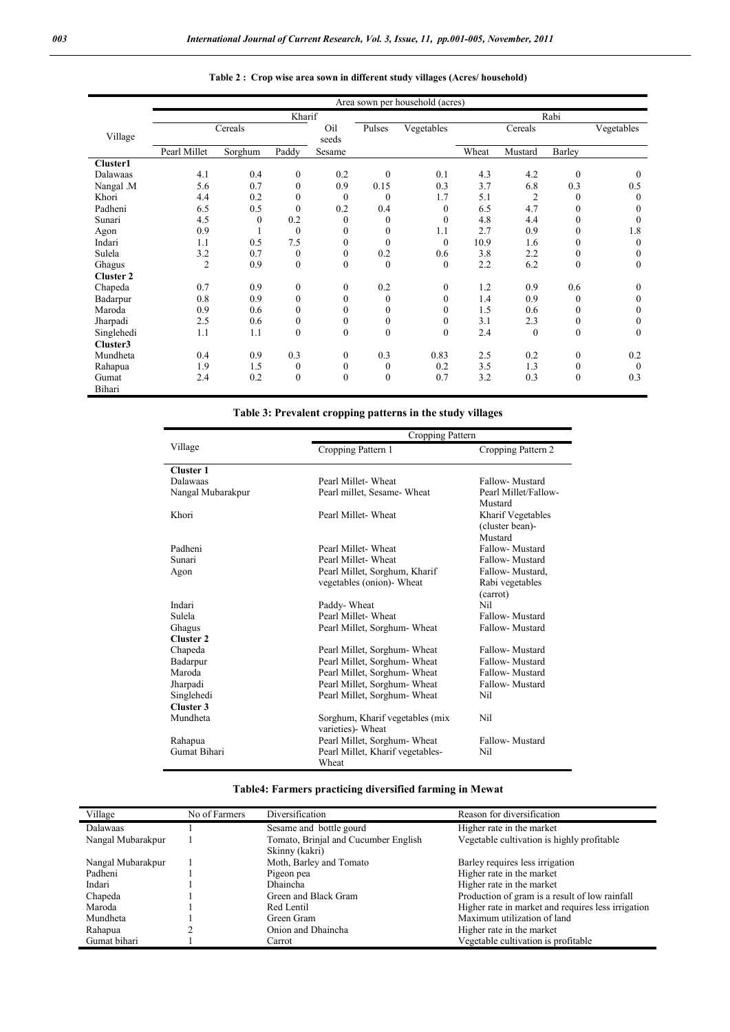**Table 2 : Crop wise area sown in different study villages (Acres/ household)**

| Village | Area sown per household (acres) | | | | | | | | | |
|---|---|---|---|---|---|---|---|---|---|---|
| | Kharif | | | | | | Rabi | | | |
| | Cereals | | | Oil seeds | Pulses | Vegetables | Cereals | | | Vegetables |
| | Pearl Millet | Sorghum | Paddy | Sesame | | | Wheat | Mustard | Barley | |
| **Cluster1** | | | | | | | | | | |
| Dalawaas | 4.1 | 0.4 | 0 | 0.2 | 0 | 0.1 | 4.3 | 4.2 | 0 | 0 |
| Nangal .M | 5.6 | 0.7 | 0 | 0.9 | 0.15 | 0.3 | 3.7 | 6.8 | 0.3 | 0.5 |
| Khori | 4.4 | 0.2 | 0 | 0 | 0 | 1.7 | 5.1 | 2 | 0 | 0 |
| Padheni | 6.5 | 0.5 | 0 | 0.2 | 0.4 | 0 | 6.5 | 4.7 | 0 | 0 |
| Sunari | 4.5 | 0 | 0.2 | 0 | 0 | 0 | 4.8 | 4.4 | 0 | 0 |
| Agon | 0.9 | 1 | 0 | 0 | 0 | 1.1 | 2.7 | 0.9 | 0 | 1.8 |
| Indari | 1.1 | 0.5 | 7.5 | 0 | 0 | 0 | 10.9 | 1.6 | 0 | 0 |
| Sulela | 3.2 | 0.7 | 0 | 0 | 0.2 | 0.6 | 3.8 | 2.2 | 0 | 0 |
| Ghagus | 2 | 0.9 | 0 | 0 | 0 | 0 | 2.2 | 6.2 | 0 | 0 |
| **Cluster 2** | | | | | | | | | | |
| Chapeda | 0.7 | 0.9 | 0 | 0 | 0.2 | 0 | 1.2 | 0.9 | 0.6 | 0 |
| Badarpur | 0.8 | 0.9 | 0 | 0 | 0 | 0 | 1.4 | 0.9 | 0 | 0 |
| Maroda | 0.9 | 0.6 | 0 | 0 | 0 | 0 | 1.5 | 0.6 | 0 | 0 |
| Jharpadi | 2.5 | 0.6 | 0 | 0 | 0 | 0 | 3.1 | 2.3 | 0 | 0 |
| Singlehedi | 1.1 | 1.1 | 0 | 0 | 0 | 0 | 2.4 | 0 | 0 | 0 |
| **Cluster3** | | | | | | | | | | |
| Mundheta | 0.4 | 0.9 | 0.3 | 0 | 0.3 | 0.83 | 2.5 | 0.2 | 0 | 0.2 |
| Rahapua | 1.9 | 1.5 | 0 | 0 | 0 | 0.2 | 3.5 | 1.3 | 0 | 0 |
| Gumat Bihari | 2.4 | 0.2 | 0 | 0 | 0 | 0.7 | 3.2 | 0.3 | 0 | 0.3 |

**Table 3: Prevalent cropping patterns in the study villages**

| Village | Cropping Pattern | |
|---|---|---|
| | Cropping Pattern 1 | Cropping Pattern 2 |
| **Cluster 1** | | |
| Dalawaas | Pearl Millet- Wheat | Fallow- Mustard |
| Nangal Mubarakpur | Pearl millet, Sesame- Wheat | Pearl Millet/Fallow-Mustard |
| Khori | Pearl Millet- Wheat | Kharif Vegetables (cluster bean)-Mustard |
| Padheni | Pearl Millet- Wheat | Fallow- Mustard |
| Sunari | Pearl Millet- Wheat | Fallow- Mustard |
| Agon | Pearl Millet, Sorghum, Kharif vegetables (onion)- Wheat | Fallow- Mustard, Rabi vegetables (carrot) |
| Indari | Paddy- Wheat | Nil |
| Sulela | Pearl Millet- Wheat | Fallow- Mustard |
| Ghagus | Pearl Millet, Sorghum- Wheat | Fallow- Mustard |
| **Cluster 2** | | |
| Chapeda | Pearl Millet, Sorghum- Wheat | Fallow- Mustard |
| Badarpur | Pearl Millet, Sorghum- Wheat | Fallow- Mustard |
| Maroda | Pearl Millet, Sorghum- Wheat | Fallow- Mustard |
| Jharpadi | Pearl Millet, Sorghum- Wheat | Fallow- Mustard |
| Singlehedi | Pearl Millet, Sorghum- Wheat | Nil |
| **Cluster 3** | | |
| Mundheta | Sorghum, Kharif vegetables (mix varieties)- Wheat | Nil |
| Rahapua | Pearl Millet, Sorghum- Wheat | Fallow- Mustard |
| Gumat Bihari | Pearl Millet, Kharif vegetables-Wheat | Nil |

**Table4: Farmers practicing diversified farming in Mewat**

| Village | No of Farmers | Diversification | Reason for diversification |
|---|---|---|---|
| Dalawaas | 1 | Sesame and bottle gourd | Higher rate in the market |
| Nangal Mubarakpur | 1 | Tomato, Brinjal and Cucumber English Skinny (kakri) | Vegetable cultivation is highly profitable |
| Nangal Mubarakpur | 1 | Moth, Barley and Tomato | Barley requires less irrigation |
| Padheni | 1 | Pigeon pea | Higher rate in the market |
| Indari | 1 | Dhaincha | Higher rate in the market |
| Chapeda | 1 | Green and Black Gram | Production of gram is a result of low rainfall |
| Maroda | 1 | Red Lentil | Higher rate in market and requires less irrigation |
| Mundheta | 1 | Green Gram | Maximum utilization of land |
| Rahapua | 2 | Onion and Dhaincha | Higher rate in the market |
| Gumat bihari | 1 | Carrot | Vegetable cultivation is profitable |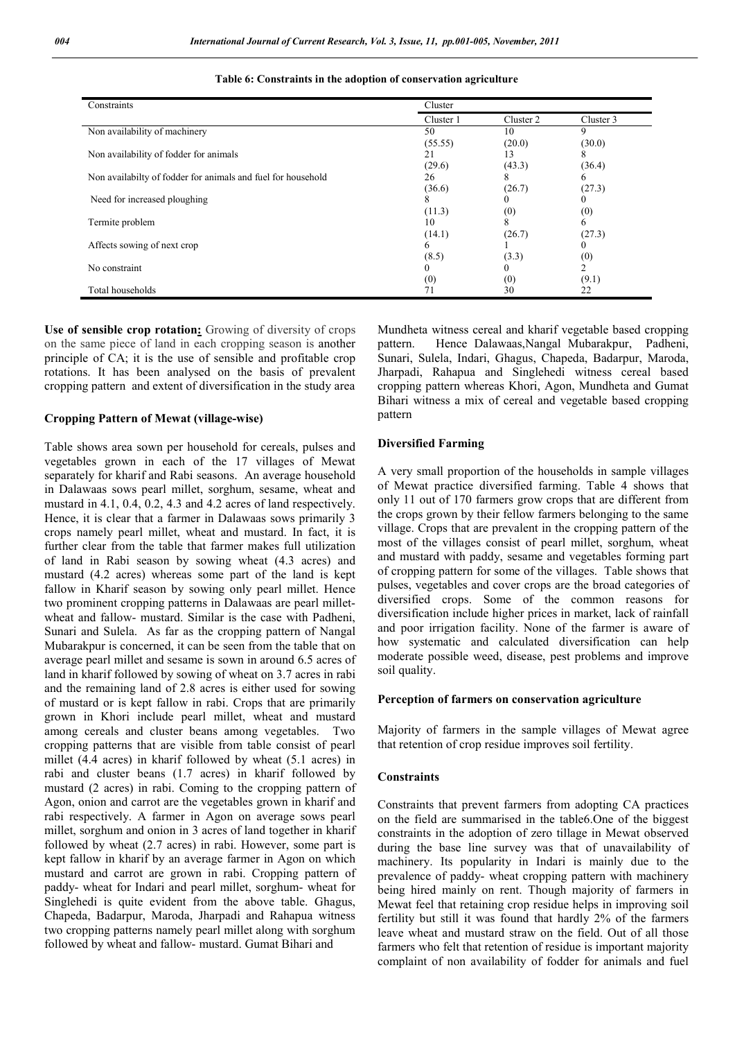**Table 6: Constraints in the adoption of conservation agriculture**

| Constraints | Cluster | | |
|---|---|---|---|
| | Cluster 1 | Cluster 2 | Cluster 3 |
| Non availability of machinery | 50 (55.55) | 10 (20.0) | 9 (30.0) |
| Non availability of fodder for animals | 21 (29.6) | 13 (43.3) | 8 (36.4) |
| Non availabilty of fodder for animals and fuel for household | 26 (36.6) | 8 (26.7) | 6 (27.3) |
| Need for increased ploughing | 8 (11.3) | 0 (0) | 0 (0) |
| Termite problem | 10 (14.1) | 8 (26.7) | 6 (27.3) |
| Affects sowing of next crop | 6 (8.5) | 1 (3.3) | 0 (0) |
| No constraint | 0 (0) | 0 (0) | 2 (9.1) |
| Total households | 71 | 30 | 22 |

**Use of sensible crop rotation:** Growing of diversity of crops on the same piece of land in each cropping season is another principle of CA; it is the use of sensible and profitable crop rotations. It has been analysed on the basis of prevalent cropping pattern and extent of diversification in the study area

### Cropping Pattern of Mewat (village-wise)

Table shows area sown per household for cereals, pulses and vegetables grown in each of the 17 villages of Mewat separately for kharif and Rabi seasons. An average household in Dalawaas sows pearl millet, sorghum, sesame, wheat and mustard in 4.1, 0.4, 0.2, 4.3 and 4.2 acres of land respectively. Hence, it is clear that a farmer in Dalawaas sows primarily 3 crops namely pearl millet, wheat and mustard. In fact, it is further clear from the table that farmer makes full utilization of land in Rabi season by sowing wheat (4.3 acres) and mustard (4.2 acres) whereas some part of the land is kept fallow in Kharif season by sowing only pearl millet. Hence two prominent cropping patterns in Dalawaas are pearl millet-wheat and fallow- mustard. Similar is the case with Padheni, Sunari and Sulela. As far as the cropping pattern of Nangal Mubarakpur is concerned, it can be seen from the table that on average pearl millet and sesame is sown in around 6.5 acres of land in kharif followed by sowing of wheat on 3.7 acres in rabi and the remaining land of 2.8 acres is either used for sowing of mustard or is kept fallow in rabi. Crops that are primarily grown in Khori include pearl millet, wheat and mustard among cereals and cluster beans among vegetables. Two cropping patterns that are visible from table consist of pearl millet (4.4 acres) in kharif followed by wheat (5.1 acres) in rabi and cluster beans (1.7 acres) in kharif followed by mustard (2 acres) in rabi. Coming to the cropping pattern of Agon, onion and carrot are the vegetables grown in kharif and rabi respectively. A farmer in Agon on average sows pearl millet, sorghum and onion in 3 acres of land together in kharif followed by wheat (2.7 acres) in rabi. However, some part is kept fallow in kharif by an average farmer in Agon on which mustard and carrot are grown in rabi. Cropping pattern of paddy- wheat for Indari and pearl millet, sorghum- wheat for Singlehedi is quite evident from the above table. Ghagus, Chapeda, Badarpur, Maroda, Jharpadi and Rahapua witness two cropping patterns namely pearl millet along with sorghum followed by wheat and fallow- mustard. Gumat Bihari and Mundheta witness cereal and kharif vegetable based cropping pattern. Hence Dalawaas,Nangal Mubarakpur, Padheni, Sunari, Sulela, Indari, Ghagus, Chapeda, Badarpur, Maroda, Jharpadi, Rahapua and Singlehedi witness cereal based cropping pattern whereas Khori, Agon, Mundheta and Gumat Bihari witness a mix of cereal and vegetable based cropping pattern

### Diversified Farming

A very small proportion of the households in sample villages of Mewat practice diversified farming. Table 4 shows that only 11 out of 170 farmers grow crops that are different from the crops grown by their fellow farmers belonging to the same village. Crops that are prevalent in the cropping pattern of the most of the villages consist of pearl millet, sorghum, wheat and mustard with paddy, sesame and vegetables forming part of cropping pattern for some of the villages. Table shows that pulses, vegetables and cover crops are the broad categories of diversified crops. Some of the common reasons for diversification include higher prices in market, lack of rainfall and poor irrigation facility. None of the farmer is aware of how systematic and calculated diversification can help moderate possible weed, disease, pest problems and improve soil quality.

### Perception of farmers on conservation agriculture

Majority of farmers in the sample villages of Mewat agree that retention of crop residue improves soil fertility.

### Constraints

Constraints that prevent farmers from adopting CA practices on the field are summarised in the table6.One of the biggest constraints in the adoption of zero tillage in Mewat observed during the base line survey was that of unavailability of machinery. Its popularity in Indari is mainly due to the prevalence of paddy- wheat cropping pattern with machinery being hired mainly on rent. Though majority of farmers in Mewat feel that retaining crop residue helps in improving soil fertility but still it was found that hardly 2% of the farmers leave wheat and mustard straw on the field. Out of all those farmers who felt that retention of residue is important majority complaint of non availability of fodder for animals and fuel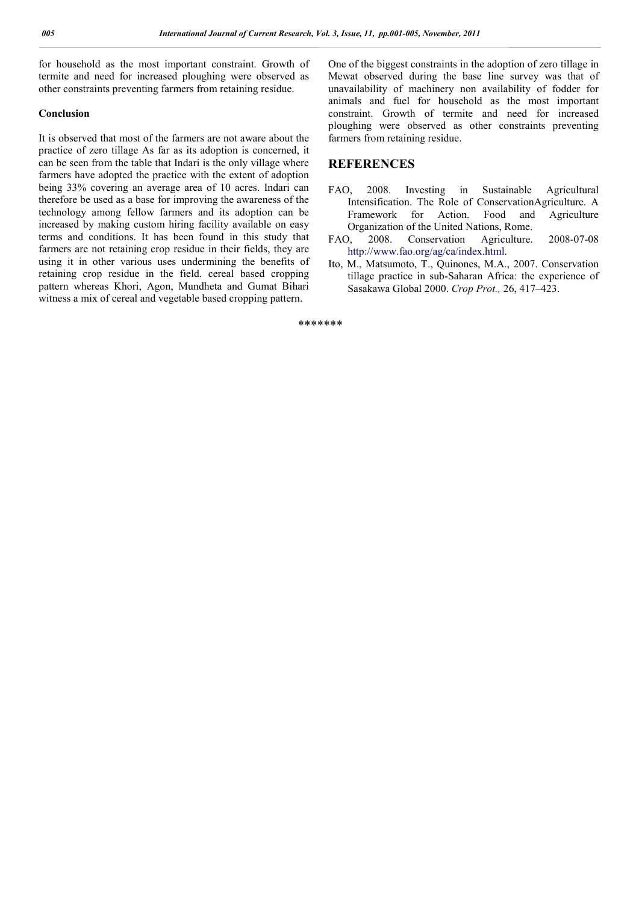for household as the most important constraint. Growth of termite and need for increased ploughing were observed as other constraints preventing farmers from retaining residue.

### Conclusion

It is observed that most of the farmers are not aware about the practice of zero tillage As far as its adoption is concerned, it can be seen from the table that Indari is the only village where farmers have adopted the practice with the extent of adoption being 33% covering an average area of 10 acres. Indari can therefore be used as a base for improving the awareness of the technology among fellow farmers and its adoption can be increased by making custom hiring facility available on easy terms and conditions. It has been found in this study that farmers are not retaining crop residue in their fields, they are using it in other various uses undermining the benefits of retaining crop residue in the field. cereal based cropping pattern whereas Khori, Agon, Mundheta and Gumat Bihari witness a mix of cereal and vegetable based cropping pattern.

One of the biggest constraints in the adoption of zero tillage in Mewat observed during the base line survey was that of unavailability of machinery non availability of fodder for animals and fuel for household as the most important constraint. Growth of termite and need for increased ploughing were observed as other constraints preventing farmers from retaining residue.

## REFERENCES

- FAO, 2008. Investing in Sustainable Agricultural Intensification. The Role of ConservationAgriculture. A Framework for Action. Food and Agriculture Organization of the United Nations, Rome.
- FAO, 2008. Conservation Agriculture. 2008-07-08 http://www.fao.org/ag/ca/index.html.
- Ito, M., Matsumoto, T., Quinones, M.A., 2007. Conservation tillage practice in sub-Saharan Africa: the experience of Sasakawa Global 2000. *Crop Prot.,* 26, 417–423.

*******